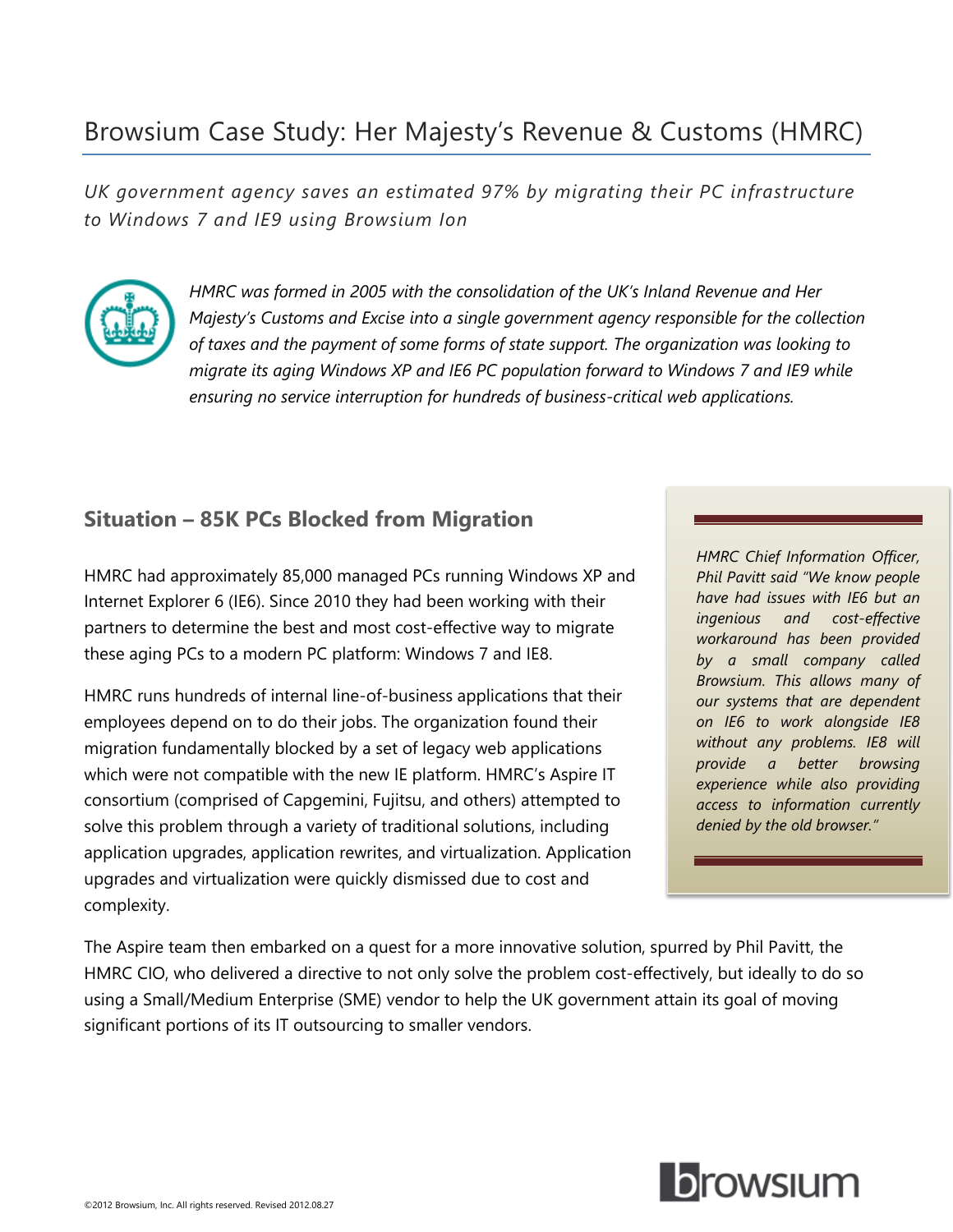# Browsium Case Study: Her Majesty's Revenue & Customs (HMRC)

*UK government agency saves an estimated 97% by migrating their PC infrastructure to Windows 7 and IE9 using Browsium Ion*

*HMRC was formed in 2005 with the consolidation of the UK's Inland Revenue and Her Majesty's Customs and Excise into a single government agency responsible for the collection of taxes and the payment of some forms of state support. The organization was looking to migrate its aging Windows XP and IE6 PC population forward to Windows 7 and IE9 while ensuring no service interruption for hundreds of business-critical web applications.*

## Situation – 85K PCs Blocked from Migration

HMRC had approximately 85,000 managed PCs running Windows XP and Internet Explorer 6 (IE6). Since 2010 they had been working with their partners to determine the best and most cost-effective way to migrate these aging PCs to a modern PC platform: Windows 7 and IE8.

HMRC runs hundreds of internal line-of-business applications that their employees depend on to do their jobs. The organization found their migration fundamentally blocked by a set of legacy web applications which were not compatible with the new IE platform. HMRC's Aspire IT consortium (comprised of Capgemini, Fujitsu, and others) attempted to solve this problem through a variety of traditional solutions, including application upgrades, application rewrites, and virtualization. Application upgrades and virtualization were quickly dismissed due to cost and complexity.

*HMRC Chief Information Officer, Phil Pavitt said "We know people have had issues with IE6 but an ingenious and cost-effective workaround has been provided by a small company called Browsium. This allows many of our systems that are dependent on IE6 to work alongside IE8 without any problems. IE8 will provide a better browsing experience while also providing access to information currently denied by the old browser."*

The Aspire team then embarked on a quest for a more innovative solution, spurred by Phil Pavitt, the HMRC CIO, who delivered a directive to not only solve the problem cost-effectively, but ideally to do so using a Small/Medium Enterprise (SME) vendor to help the UK government attain its goal of moving significant portions of its IT outsourcing to smaller vendors.

©2012 Browsium, Inc. All rights reserved. Revised 2012.08.27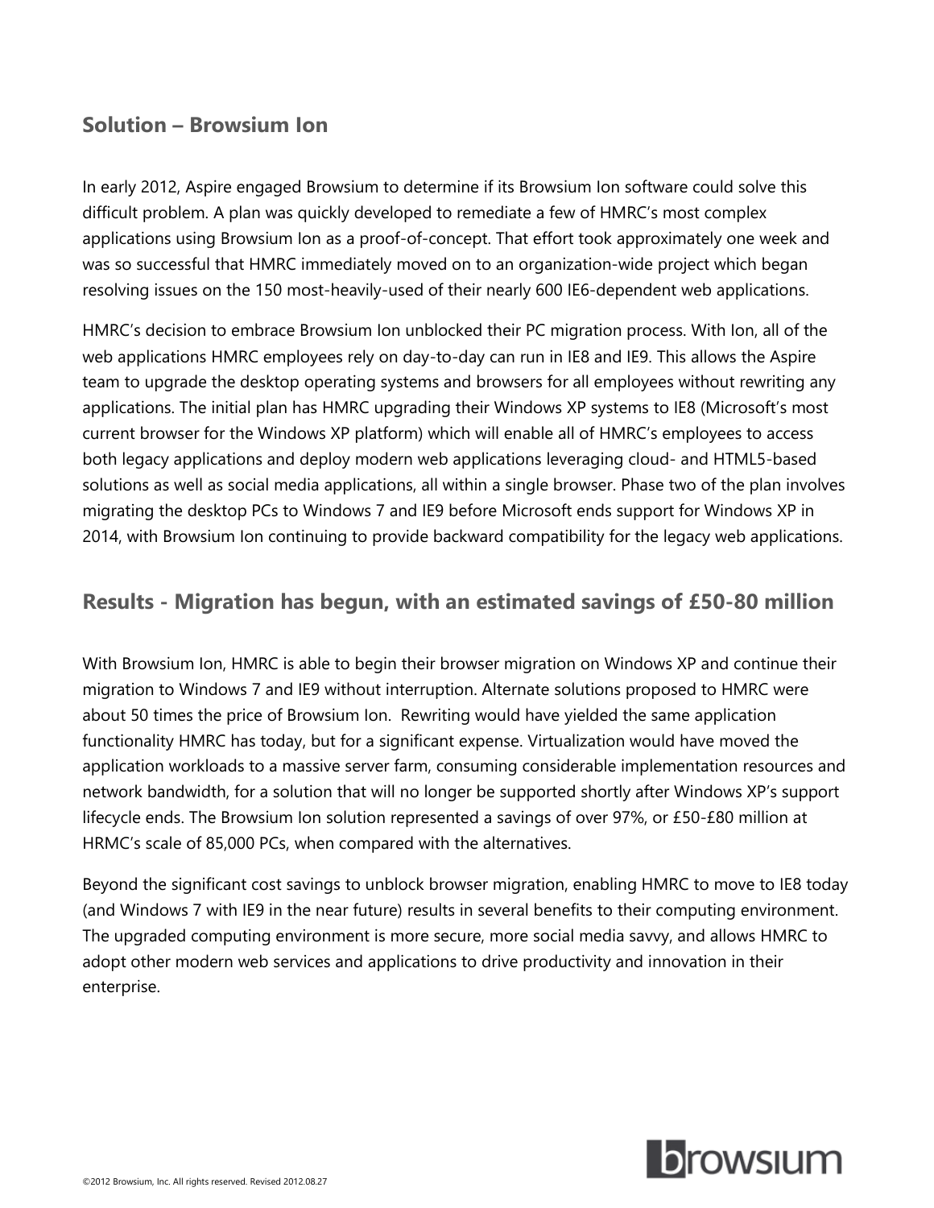## Solution – Browsium Ion

In early 2012, Aspire engaged Browsium to determine if its Browsium Ion software could solve this difficult problem. A plan was quickly developed to remediate a few of HMRC's most complex applications using Browsium Ion as a proof-of-concept. That effort took approximately one week and was so successful that HMRC immediately moved on to an organization-wide project which began resolving issues on the 150 most-heavily-used of their nearly 600 IE6-dependent web applications.

HMRC's decision to embrace Browsium Ion unblocked their PC migration process. With Ion, all of the web applications HMRC employees rely on day-to-day can run in IE8 and IE9. This allows the Aspire team to upgrade the desktop operating systems and browsers for all employees without rewriting any applications. The initial plan has HMRC upgrading their Windows XP systems to IE8 (Microsoft's most current browser for the Windows XP platform) which will enable all of HMRC's employees to access both legacy applications and deploy modern web applications leveraging cloud- and HTML5-based solutions as well as social media applications, all within a single browser. Phase two of the plan involves migrating the desktop PCs to Windows 7 and IE9 before Microsoft ends support for Windows XP in 2014, with Browsium Ion continuing to provide backward compatibility for the legacy web applications.

## Results - Migration has begun, with an estimated savings of £50-80 million

With Browsium Ion, HMRC is able to begin their browser migration on Windows XP and continue their migration to Windows 7 and IE9 without interruption. Alternate solutions proposed to HMRC were about 50 times the price of Browsium Ion. Rewriting would have yielded the same application functionality HMRC has today, but for a significant expense. Virtualization would have moved the application workloads to a massive server farm, consuming considerable implementation resources and network bandwidth, for a solution that will no longer be supported shortly after Windows XP's support lifecycle ends. The Browsium Ion solution represented a savings of over 97%, or £50-£80 million at HRMC's scale of 85,000 PCs, when compared with the alternatives.

Beyond the significant cost savings to unblock browser migration, enabling HMRC to move to IE8 today (and Windows 7 with IE9 in the near future) results in several benefits to their computing environment. The upgraded computing environment is more secure, more social media savvy, and allows HMRC to adopt other modern web services and applications to drive productivity and innovation in their enterprise.

©2012 Browsium, Inc. All rights reserved. Revised 2012.08.27